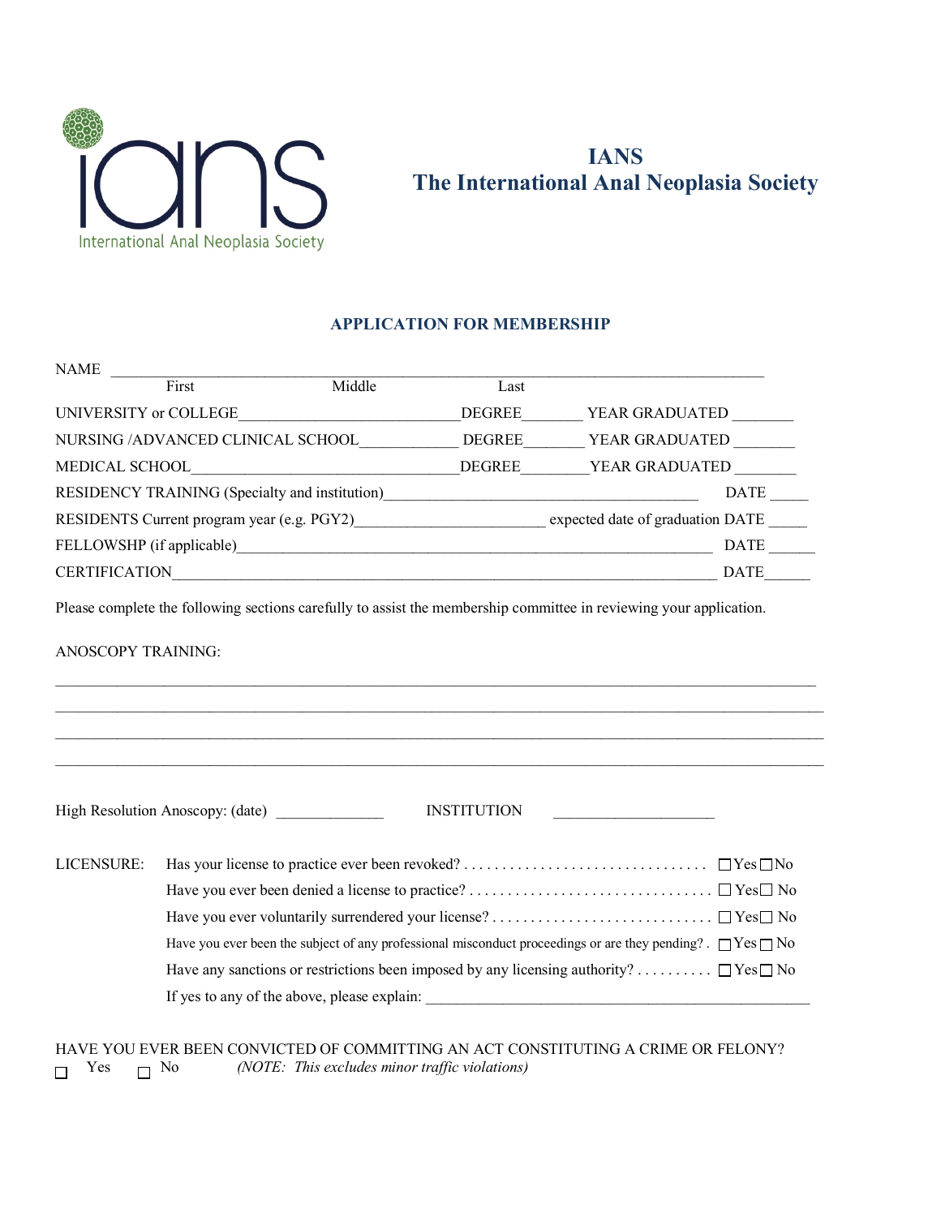iANS
International Anal Neoplasia Society

# IANS
# The International Anal Neoplasia Society

## APPLICATION FOR MEMBERSHIP

NAME ______________________________________________________________________________
First Middle Last

UNIVERSITY or COLLEGE____________________________DEGREE________ YEAR GRADUATED ________

NURSING /ADVANCED CLINICAL SCHOOL_____________ DEGREE________ YEAR GRADUATED ________

MEDICAL SCHOOL_________________________________DEGREE_________YEAR GRADUATED ________

RESIDENCY TRAINING (Specialty and institution)_______________________________________ DATE _____

RESIDENTS Current program year (e.g. PGY2)________________________ expected date of graduation DATE _____

FELLOWSHP (if applicable)_____________________________________________________________ DATE ______

CERTIFICATION_____________________________________________________________________ DATE______

Please complete the following sections carefully to assist the membership committee in reviewing your application.

ANOSCOPY TRAINING:

_____________________________________________________________________________________________

_____________________________________________________________________________________________

_____________________________________________________________________________________________

_____________________________________________________________________________________________

High Resolution Anoscopy: (date) _____________ INSTITUTION ____________________

LICENSURE:

- Has your license to practice ever been revoked? . . . . . . . . . . . . . . . . . . . . . . . . . . . . . . . . ☐ Yes ☐ No
- Have you ever been denied a license to practice? . . . . . . . . . . . . . . . . . . . . . . . . . . . . . . . ☐ Yes ☐ No
- Have you ever voluntarily surrendered your license? . . . . . . . . . . . . . . . . . . . . . . . . . . . . ☐ Yes ☐ No
- Have you ever been the subject of any professional misconduct proceedings or are they pending? . ☐ Yes ☐ No
- Have any sanctions or restrictions been imposed by any licensing authority? . . . . . . . . . . ☐ Yes ☐ No
- If yes to any of the above, please explain: _________________________________________________

HAVE YOU EVER BEEN CONVICTED OF COMMITTING AN ACT CONSTITUTING A CRIME OR FELONY?

☐ Yes ☐ No *(NOTE: This excludes minor traffic violations)*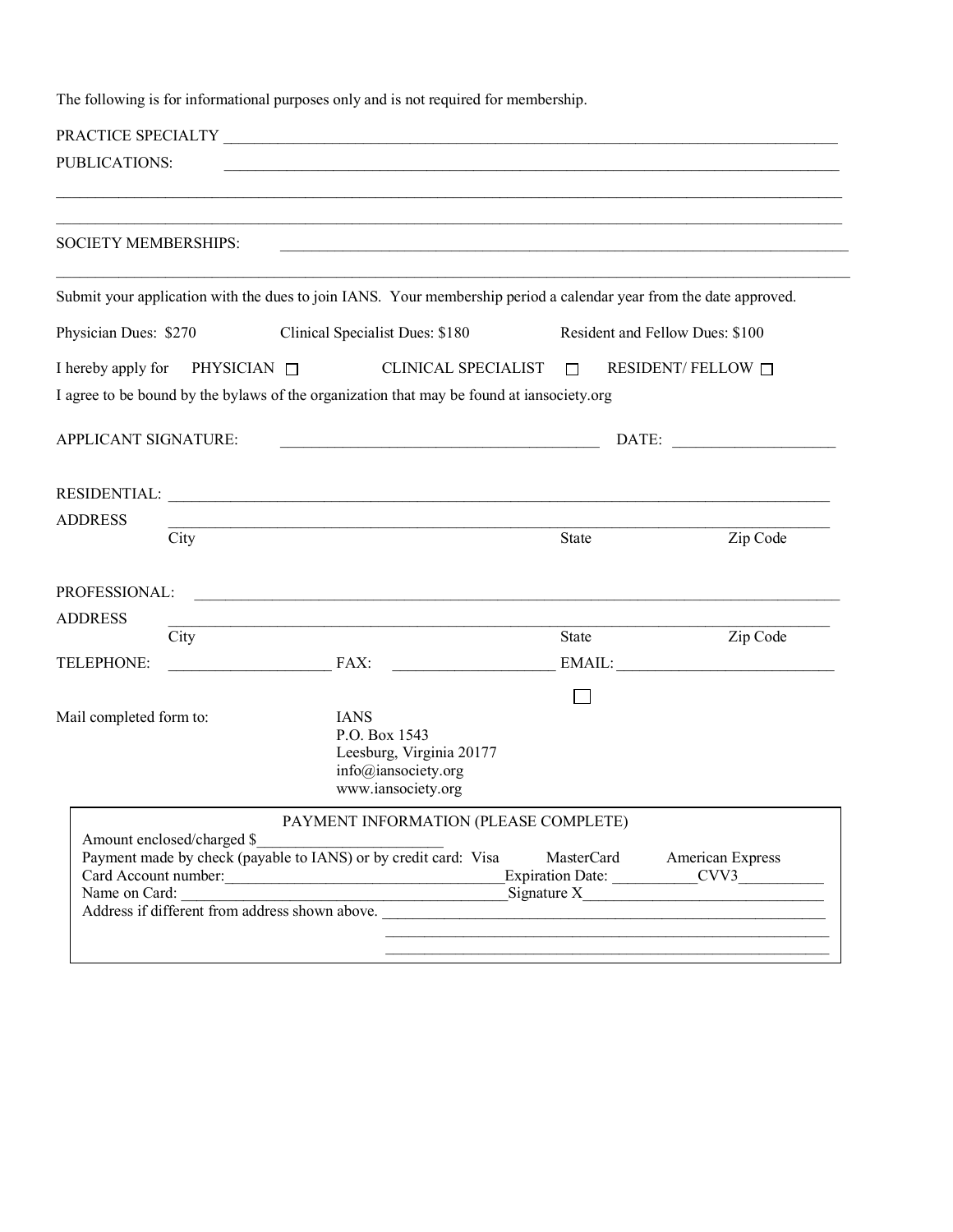The following is for informational purposes only and is not required for membership.

PRACTICE SPECIALTY ___________________________________________________________________________

PUBLICATIONS: ___________________________________________________________________________

_____________________________________________________________________________________________

_____________________________________________________________________________________________

SOCIETY MEMBERSHIPS: ___________________________________________________________________

_____________________________________________________________________________________________

Submit your application with the dues to join IANS. Your membership period a calendar year from the date approved.

Physician Dues: $270 Clinical Specialist Dues: $180 Resident and Fellow Dues: $100

I hereby apply for PHYSICIAN ☐ CLINICAL SPECIALIST ☐ RESIDENT/ FELLOW ☐

I agree to be bound by the bylaws of the organization that may be found at iansociety.org

APPLICANT SIGNATURE: ______________________________________ DATE: ____________________

RESIDENTIAL: _____________________________________________________________________________

ADDRESS _________________________________________________________________________________

City State Zip Code

PROFESSIONAL: ____________________________________________________________________________

ADDRESS _________________________________________________________________________________

City State Zip Code

TELEPHONE: ____________________ FAX: ____________________ EMAIL: ___________________________

☐

Mail completed form to:

IANS
P.O. Box 1543
Leesburg, Virginia 20177
info@iansociety.org
www.iansociety.org

PAYMENT INFORMATION (PLEASE COMPLETE)

Amount enclosed/charged $________________________

Payment made by check (payable to IANS) or by credit card: Visa MasterCard American Express

Card Account number:____________________________________Expiration Date: __________CVV3__________

Name on Card: ________________________________________Signature X______________________________

Address if different from address shown above. ______________________________________________________

_____________________________________________________________

_____________________________________________________________